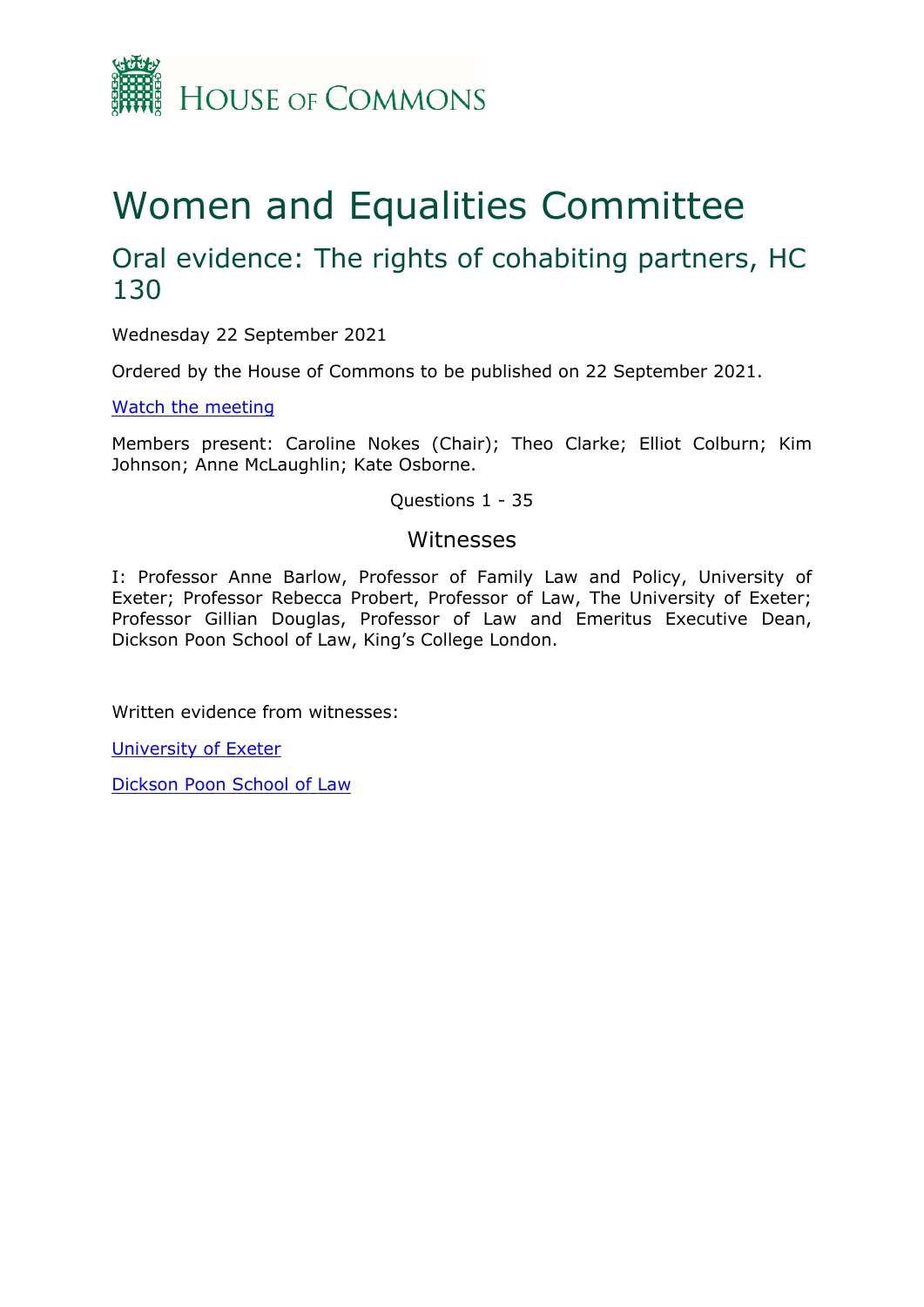# House of Commons

# Women and Equalities Committee

## Oral evidence: The rights of cohabiting partners, HC 130

Wednesday 22 September 2021

Ordered by the House of Commons to be published on 22 September 2021.

[Watch the meeting]

Members present: Caroline Nokes (Chair); Theo Clarke; Elliot Colburn; Kim Johnson; Anne McLaughlin; Kate Osborne.

Questions 1 - 35

### Witnesses

I: Professor Anne Barlow, Professor of Family Law and Policy, University of Exeter; Professor Rebecca Probert, Professor of Law, The University of Exeter; Professor Gillian Douglas, Professor of Law and Emeritus Executive Dean, Dickson Poon School of Law, King's College London.

Written evidence from witnesses:

[University of Exeter]

[Dickson Poon School of Law]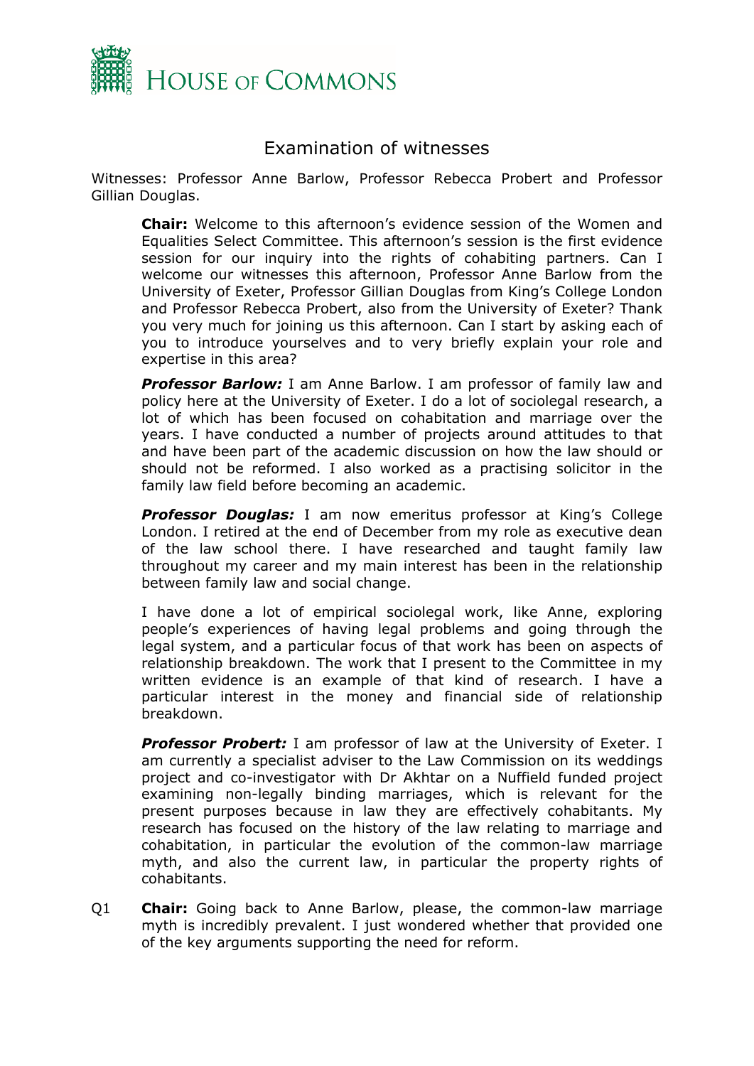## Examination of witnesses

Witnesses: Professor Anne Barlow, Professor Rebecca Probert and Professor Gillian Douglas.

**Chair:** Welcome to this afternoon's evidence session of the Women and Equalities Select Committee. This afternoon's session is the first evidence session for our inquiry into the rights of cohabiting partners. Can I welcome our witnesses this afternoon, Professor Anne Barlow from the University of Exeter, Professor Gillian Douglas from King's College London and Professor Rebecca Probert, also from the University of Exeter? Thank you very much for joining us this afternoon. Can I start by asking each of you to introduce yourselves and to very briefly explain your role and expertise in this area?

***Professor Barlow:*** I am Anne Barlow. I am professor of family law and policy here at the University of Exeter. I do a lot of sociolegal research, a lot of which has been focused on cohabitation and marriage over the years. I have conducted a number of projects around attitudes to that and have been part of the academic discussion on how the law should or should not be reformed. I also worked as a practising solicitor in the family law field before becoming an academic.

***Professor Douglas:*** I am now emeritus professor at King's College London. I retired at the end of December from my role as executive dean of the law school there. I have researched and taught family law throughout my career and my main interest has been in the relationship between family law and social change.

I have done a lot of empirical sociolegal work, like Anne, exploring people's experiences of having legal problems and going through the legal system, and a particular focus of that work has been on aspects of relationship breakdown. The work that I present to the Committee in my written evidence is an example of that kind of research. I have a particular interest in the money and financial side of relationship breakdown.

***Professor Probert:*** I am professor of law at the University of Exeter. I am currently a specialist adviser to the Law Commission on its weddings project and co-investigator with Dr Akhtar on a Nuffield funded project examining non-legally binding marriages, which is relevant for the present purposes because in law they are effectively cohabitants. My research has focused on the history of the law relating to marriage and cohabitation, in particular the evolution of the common-law marriage myth, and also the current law, in particular the property rights of cohabitants.

Q1 **Chair:** Going back to Anne Barlow, please, the common-law marriage myth is incredibly prevalent. I just wondered whether that provided one of the key arguments supporting the need for reform.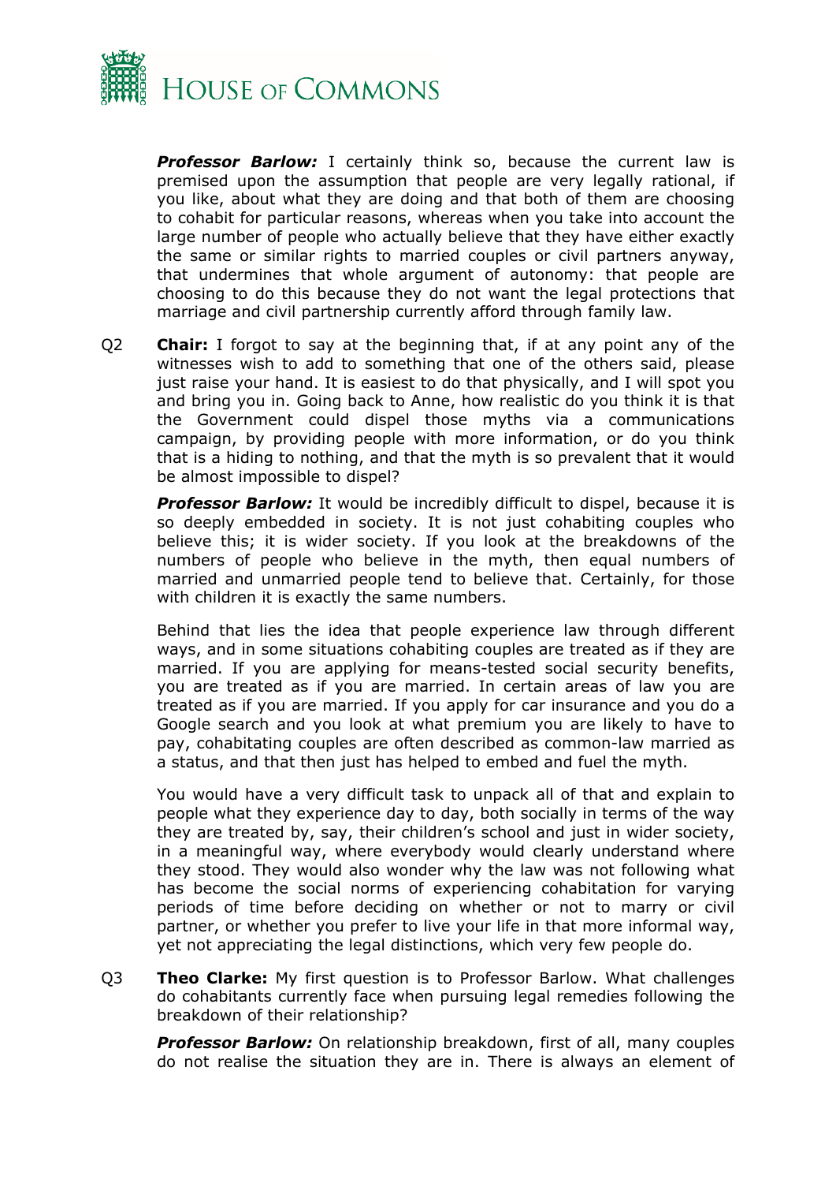***Professor Barlow:*** I certainly think so, because the current law is premised upon the assumption that people are very legally rational, if you like, about what they are doing and that both of them are choosing to cohabit for particular reasons, whereas when you take into account the large number of people who actually believe that they have either exactly the same or similar rights to married couples or civil partners anyway, that undermines that whole argument of autonomy: that people are choosing to do this because they do not want the legal protections that marriage and civil partnership currently afford through family law.

Q2 **Chair:** I forgot to say at the beginning that, if at any point any of the witnesses wish to add to something that one of the others said, please just raise your hand. It is easiest to do that physically, and I will spot you and bring you in. Going back to Anne, how realistic do you think it is that the Government could dispel those myths via a communications campaign, by providing people with more information, or do you think that is a hiding to nothing, and that the myth is so prevalent that it would be almost impossible to dispel?

***Professor Barlow:*** It would be incredibly difficult to dispel, because it is so deeply embedded in society. It is not just cohabiting couples who believe this; it is wider society. If you look at the breakdowns of the numbers of people who believe in the myth, then equal numbers of married and unmarried people tend to believe that. Certainly, for those with children it is exactly the same numbers.

Behind that lies the idea that people experience law through different ways, and in some situations cohabiting couples are treated as if they are married. If you are applying for means-tested social security benefits, you are treated as if you are married. In certain areas of law you are treated as if you are married. If you apply for car insurance and you do a Google search and you look at what premium you are likely to have to pay, cohabitating couples are often described as common-law married as a status, and that then just has helped to embed and fuel the myth.

You would have a very difficult task to unpack all of that and explain to people what they experience day to day, both socially in terms of the way they are treated by, say, their children's school and just in wider society, in a meaningful way, where everybody would clearly understand where they stood. They would also wonder why the law was not following what has become the social norms of experiencing cohabitation for varying periods of time before deciding on whether or not to marry or civil partner, or whether you prefer to live your life in that more informal way, yet not appreciating the legal distinctions, which very few people do.

Q3 **Theo Clarke:** My first question is to Professor Barlow. What challenges do cohabitants currently face when pursuing legal remedies following the breakdown of their relationship?

***Professor Barlow:*** On relationship breakdown, first of all, many couples do not realise the situation they are in. There is always an element of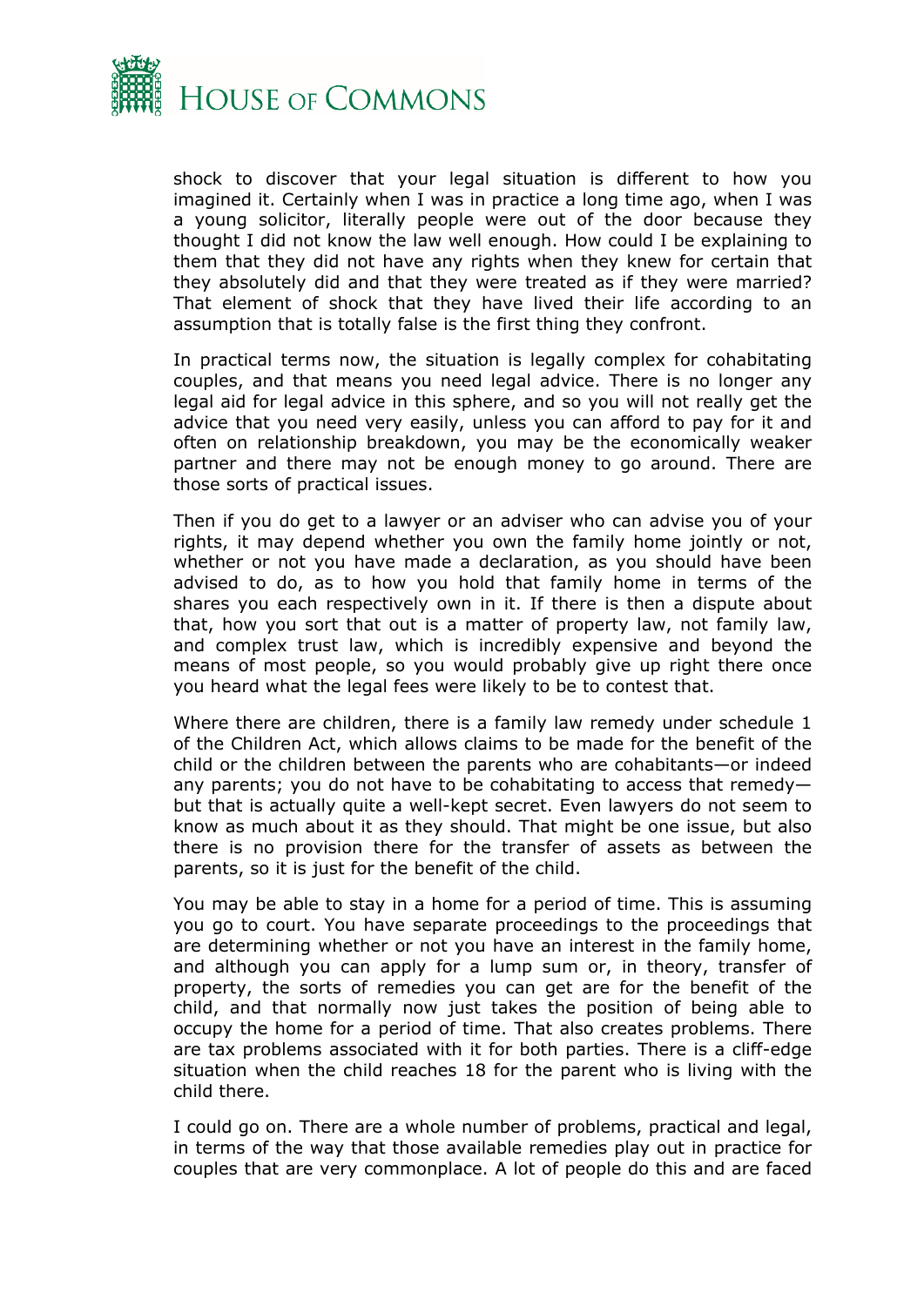shock to discover that your legal situation is different to how you imagined it. Certainly when I was in practice a long time ago, when I was a young solicitor, literally people were out of the door because they thought I did not know the law well enough. How could I be explaining to them that they did not have any rights when they knew for certain that they absolutely did and that they were treated as if they were married? That element of shock that they have lived their life according to an assumption that is totally false is the first thing they confront.

In practical terms now, the situation is legally complex for cohabitating couples, and that means you need legal advice. There is no longer any legal aid for legal advice in this sphere, and so you will not really get the advice that you need very easily, unless you can afford to pay for it and often on relationship breakdown, you may be the economically weaker partner and there may not be enough money to go around. There are those sorts of practical issues.

Then if you do get to a lawyer or an adviser who can advise you of your rights, it may depend whether you own the family home jointly or not, whether or not you have made a declaration, as you should have been advised to do, as to how you hold that family home in terms of the shares you each respectively own in it. If there is then a dispute about that, how you sort that out is a matter of property law, not family law, and complex trust law, which is incredibly expensive and beyond the means of most people, so you would probably give up right there once you heard what the legal fees were likely to be to contest that.

Where there are children, there is a family law remedy under schedule 1 of the Children Act, which allows claims to be made for the benefit of the child or the children between the parents who are cohabitants—or indeed any parents; you do not have to be cohabitating to access that remedy—but that is actually quite a well-kept secret. Even lawyers do not seem to know as much about it as they should. That might be one issue, but also there is no provision there for the transfer of assets as between the parents, so it is just for the benefit of the child.

You may be able to stay in a home for a period of time. This is assuming you go to court. You have separate proceedings to the proceedings that are determining whether or not you have an interest in the family home, and although you can apply for a lump sum or, in theory, transfer of property, the sorts of remedies you can get are for the benefit of the child, and that normally now just takes the position of being able to occupy the home for a period of time. That also creates problems. There are tax problems associated with it for both parties. There is a cliff-edge situation when the child reaches 18 for the parent who is living with the child there.

I could go on. There are a whole number of problems, practical and legal, in terms of the way that those available remedies play out in practice for couples that are very commonplace. A lot of people do this and are faced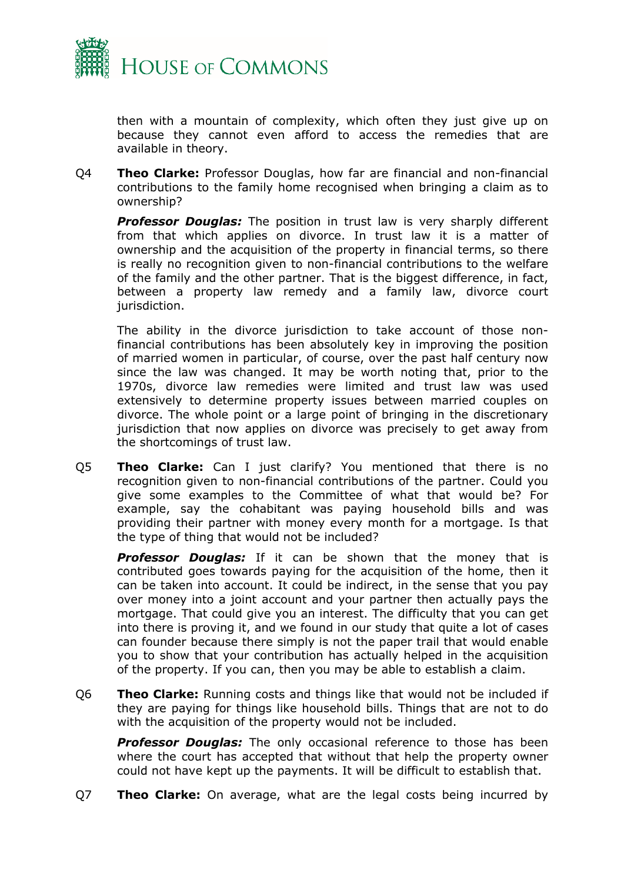then with a mountain of complexity, which often they just give up on because they cannot even afford to access the remedies that are available in theory.

Q4 **Theo Clarke:** Professor Douglas, how far are financial and non-financial contributions to the family home recognised when bringing a claim as to ownership?

***Professor Douglas:*** The position in trust law is very sharply different from that which applies on divorce. In trust law it is a matter of ownership and the acquisition of the property in financial terms, so there is really no recognition given to non-financial contributions to the welfare of the family and the other partner. That is the biggest difference, in fact, between a property law remedy and a family law, divorce court jurisdiction.

The ability in the divorce jurisdiction to take account of those non-financial contributions has been absolutely key in improving the position of married women in particular, of course, over the past half century now since the law was changed. It may be worth noting that, prior to the 1970s, divorce law remedies were limited and trust law was used extensively to determine property issues between married couples on divorce. The whole point or a large point of bringing in the discretionary jurisdiction that now applies on divorce was precisely to get away from the shortcomings of trust law.

Q5 **Theo Clarke:** Can I just clarify? You mentioned that there is no recognition given to non-financial contributions of the partner. Could you give some examples to the Committee of what that would be? For example, say the cohabitant was paying household bills and was providing their partner with money every month for a mortgage. Is that the type of thing that would not be included?

***Professor Douglas:*** If it can be shown that the money that is contributed goes towards paying for the acquisition of the home, then it can be taken into account. It could be indirect, in the sense that you pay over money into a joint account and your partner then actually pays the mortgage. That could give you an interest. The difficulty that you can get into there is proving it, and we found in our study that quite a lot of cases can founder because there simply is not the paper trail that would enable you to show that your contribution has actually helped in the acquisition of the property. If you can, then you may be able to establish a claim.

Q6 **Theo Clarke:** Running costs and things like that would not be included if they are paying for things like household bills. Things that are not to do with the acquisition of the property would not be included.

***Professor Douglas:*** The only occasional reference to those has been where the court has accepted that without that help the property owner could not have kept up the payments. It will be difficult to establish that.

Q7 **Theo Clarke:** On average, what are the legal costs being incurred by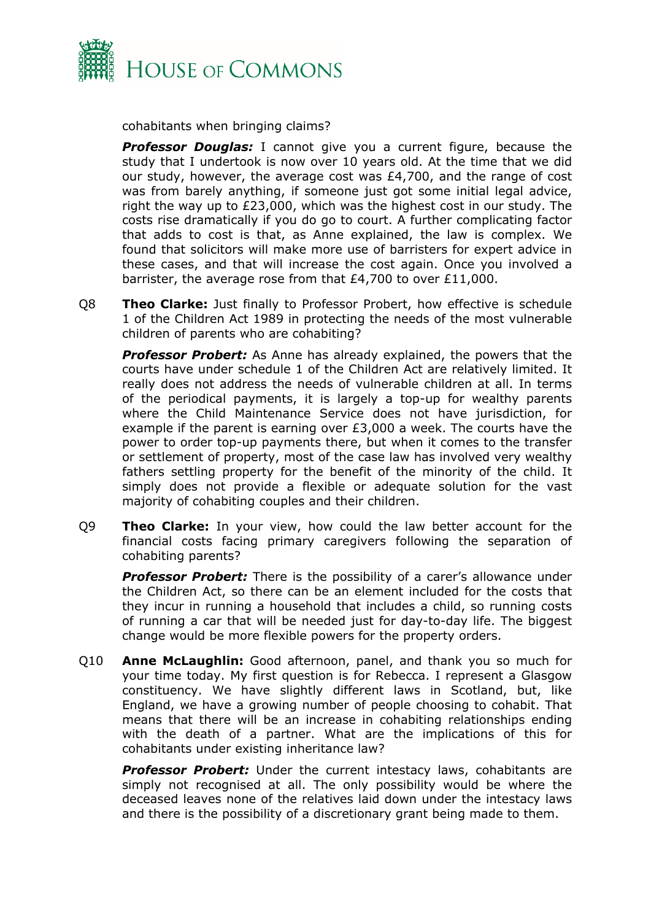cohabitants when bringing claims?

***Professor Douglas:*** I cannot give you a current figure, because the study that I undertook is now over 10 years old. At the time that we did our study, however, the average cost was £4,700, and the range of cost was from barely anything, if someone just got some initial legal advice, right the way up to £23,000, which was the highest cost in our study. The costs rise dramatically if you do go to court. A further complicating factor that adds to cost is that, as Anne explained, the law is complex. We found that solicitors will make more use of barristers for expert advice in these cases, and that will increase the cost again. Once you involved a barrister, the average rose from that £4,700 to over £11,000.

Q8 **Theo Clarke:** Just finally to Professor Probert, how effective is schedule 1 of the Children Act 1989 in protecting the needs of the most vulnerable children of parents who are cohabiting?

***Professor Probert:*** As Anne has already explained, the powers that the courts have under schedule 1 of the Children Act are relatively limited. It really does not address the needs of vulnerable children at all. In terms of the periodical payments, it is largely a top-up for wealthy parents where the Child Maintenance Service does not have jurisdiction, for example if the parent is earning over £3,000 a week. The courts have the power to order top-up payments there, but when it comes to the transfer or settlement of property, most of the case law has involved very wealthy fathers settling property for the benefit of the minority of the child. It simply does not provide a flexible or adequate solution for the vast majority of cohabiting couples and their children.

Q9 **Theo Clarke:** In your view, how could the law better account for the financial costs facing primary caregivers following the separation of cohabiting parents?

***Professor Probert:*** There is the possibility of a carer's allowance under the Children Act, so there can be an element included for the costs that they incur in running a household that includes a child, so running costs of running a car that will be needed just for day-to-day life. The biggest change would be more flexible powers for the property orders.

Q10 **Anne McLaughlin:** Good afternoon, panel, and thank you so much for your time today. My first question is for Rebecca. I represent a Glasgow constituency. We have slightly different laws in Scotland, but, like England, we have a growing number of people choosing to cohabit. That means that there will be an increase in cohabiting relationships ending with the death of a partner. What are the implications of this for cohabitants under existing inheritance law?

***Professor Probert:*** Under the current intestacy laws, cohabitants are simply not recognised at all. The only possibility would be where the deceased leaves none of the relatives laid down under the intestacy laws and there is the possibility of a discretionary grant being made to them.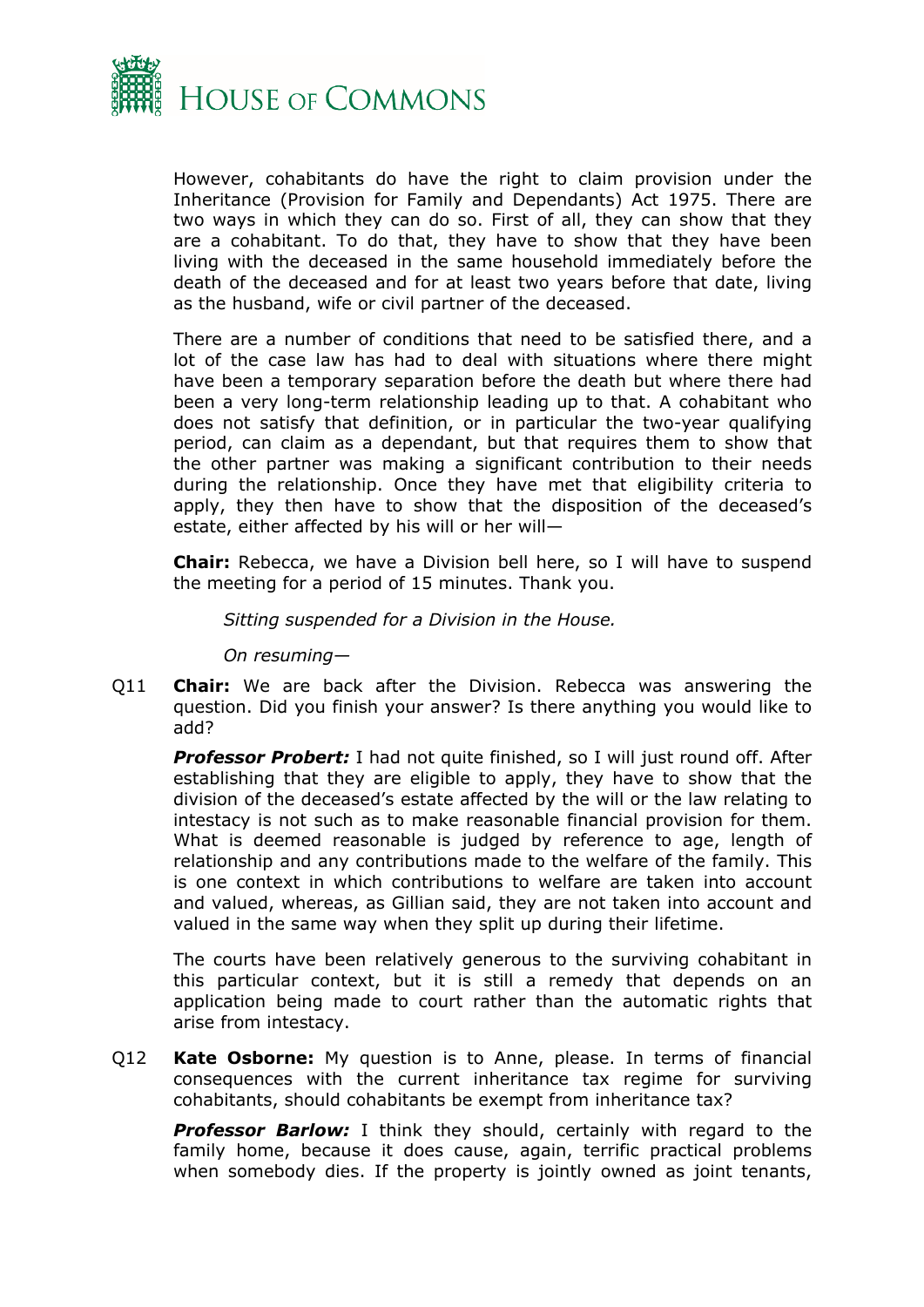However, cohabitants do have the right to claim provision under the Inheritance (Provision for Family and Dependants) Act 1975. There are two ways in which they can do so. First of all, they can show that they are a cohabitant. To do that, they have to show that they have been living with the deceased in the same household immediately before the death of the deceased and for at least two years before that date, living as the husband, wife or civil partner of the deceased.

There are a number of conditions that need to be satisfied there, and a lot of the case law has had to deal with situations where there might have been a temporary separation before the death but where there had been a very long-term relationship leading up to that. A cohabitant who does not satisfy that definition, or in particular the two-year qualifying period, can claim as a dependant, but that requires them to show that the other partner was making a significant contribution to their needs during the relationship. Once they have met that eligibility criteria to apply, they then have to show that the disposition of the deceased's estate, either affected by his will or her will—

**Chair:** Rebecca, we have a Division bell here, so I will have to suspend the meeting for a period of 15 minutes. Thank you.

*Sitting suspended for a Division in the House.*

*On resuming—*

Q11 **Chair:** We are back after the Division. Rebecca was answering the question. Did you finish your answer? Is there anything you would like to add?

***Professor Probert:*** I had not quite finished, so I will just round off. After establishing that they are eligible to apply, they have to show that the division of the deceased's estate affected by the will or the law relating to intestacy is not such as to make reasonable financial provision for them. What is deemed reasonable is judged by reference to age, length of relationship and any contributions made to the welfare of the family. This is one context in which contributions to welfare are taken into account and valued, whereas, as Gillian said, they are not taken into account and valued in the same way when they split up during their lifetime.

The courts have been relatively generous to the surviving cohabitant in this particular context, but it is still a remedy that depends on an application being made to court rather than the automatic rights that arise from intestacy.

Q12 **Kate Osborne:** My question is to Anne, please. In terms of financial consequences with the current inheritance tax regime for surviving cohabitants, should cohabitants be exempt from inheritance tax?

***Professor Barlow:*** I think they should, certainly with regard to the family home, because it does cause, again, terrific practical problems when somebody dies. If the property is jointly owned as joint tenants,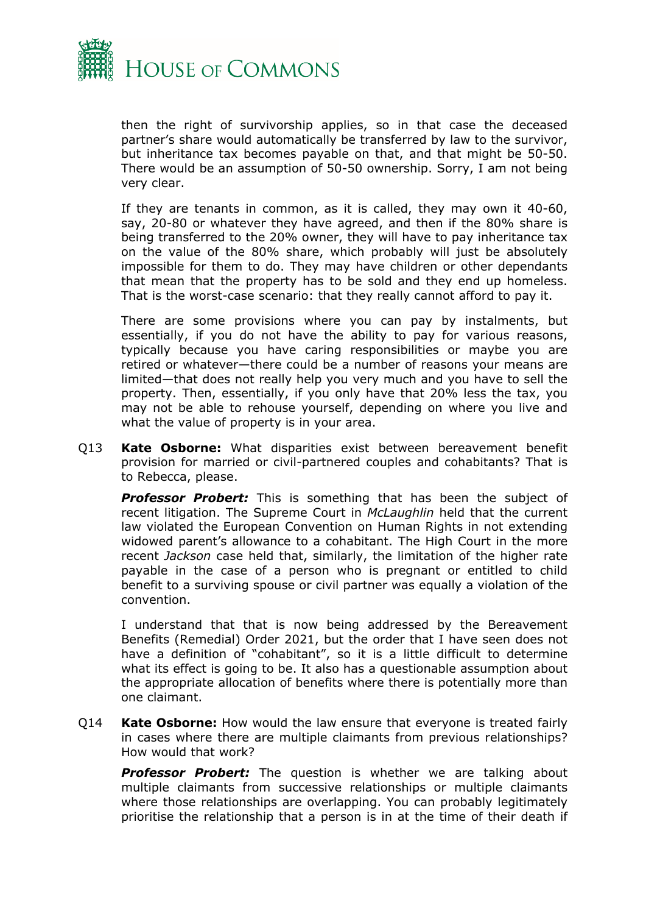then the right of survivorship applies, so in that case the deceased partner's share would automatically be transferred by law to the survivor, but inheritance tax becomes payable on that, and that might be 50-50. There would be an assumption of 50-50 ownership. Sorry, I am not being very clear.

If they are tenants in common, as it is called, they may own it 40-60, say, 20-80 or whatever they have agreed, and then if the 80% share is being transferred to the 20% owner, they will have to pay inheritance tax on the value of the 80% share, which probably will just be absolutely impossible for them to do. They may have children or other dependants that mean that the property has to be sold and they end up homeless. That is the worst-case scenario: that they really cannot afford to pay it.

There are some provisions where you can pay by instalments, but essentially, if you do not have the ability to pay for various reasons, typically because you have caring responsibilities or maybe you are retired or whatever—there could be a number of reasons your means are limited—that does not really help you very much and you have to sell the property. Then, essentially, if you only have that 20% less the tax, you may not be able to rehouse yourself, depending on where you live and what the value of property is in your area.

Q13 **Kate Osborne:** What disparities exist between bereavement benefit provision for married or civil-partnered couples and cohabitants? That is to Rebecca, please.

***Professor Probert:*** This is something that has been the subject of recent litigation. The Supreme Court in *McLaughlin* held that the current law violated the European Convention on Human Rights in not extending widowed parent's allowance to a cohabitant. The High Court in the more recent *Jackson* case held that, similarly, the limitation of the higher rate payable in the case of a person who is pregnant or entitled to child benefit to a surviving spouse or civil partner was equally a violation of the convention.

I understand that that is now being addressed by the Bereavement Benefits (Remedial) Order 2021, but the order that I have seen does not have a definition of "cohabitant", so it is a little difficult to determine what its effect is going to be. It also has a questionable assumption about the appropriate allocation of benefits where there is potentially more than one claimant.

Q14 **Kate Osborne:** How would the law ensure that everyone is treated fairly in cases where there are multiple claimants from previous relationships? How would that work?

***Professor Probert:*** The question is whether we are talking about multiple claimants from successive relationships or multiple claimants where those relationships are overlapping. You can probably legitimately prioritise the relationship that a person is in at the time of their death if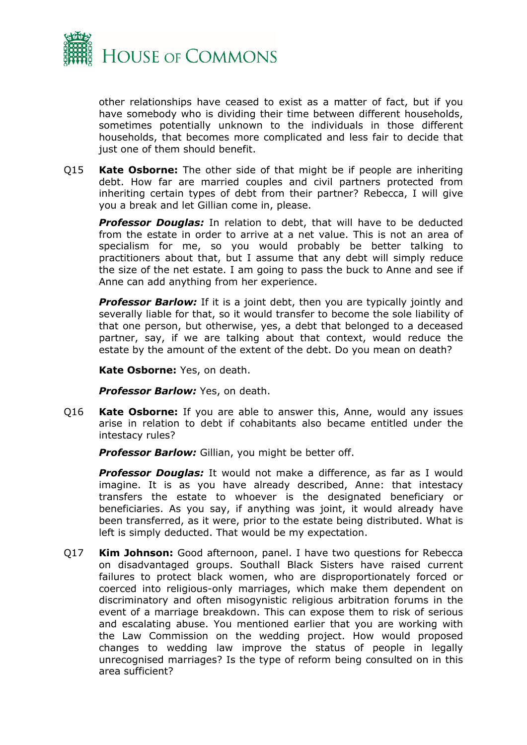other relationships have ceased to exist as a matter of fact, but if you have somebody who is dividing their time between different households, sometimes potentially unknown to the individuals in those different households, that becomes more complicated and less fair to decide that just one of them should benefit.

Q15 **Kate Osborne:** The other side of that might be if people are inheriting debt. How far are married couples and civil partners protected from inheriting certain types of debt from their partner? Rebecca, I will give you a break and let Gillian come in, please.

***Professor Douglas:*** In relation to debt, that will have to be deducted from the estate in order to arrive at a net value. This is not an area of specialism for me, so you would probably be better talking to practitioners about that, but I assume that any debt will simply reduce the size of the net estate. I am going to pass the buck to Anne and see if Anne can add anything from her experience.

***Professor Barlow:*** If it is a joint debt, then you are typically jointly and severally liable for that, so it would transfer to become the sole liability of that one person, but otherwise, yes, a debt that belonged to a deceased partner, say, if we are talking about that context, would reduce the estate by the amount of the extent of the debt. Do you mean on death?

**Kate Osborne:** Yes, on death.

***Professor Barlow:*** Yes, on death.

Q16 **Kate Osborne:** If you are able to answer this, Anne, would any issues arise in relation to debt if cohabitants also became entitled under the intestacy rules?

***Professor Barlow:*** Gillian, you might be better off.

***Professor Douglas:*** It would not make a difference, as far as I would imagine. It is as you have already described, Anne: that intestacy transfers the estate to whoever is the designated beneficiary or beneficiaries. As you say, if anything was joint, it would already have been transferred, as it were, prior to the estate being distributed. What is left is simply deducted. That would be my expectation.

Q17 **Kim Johnson:** Good afternoon, panel. I have two questions for Rebecca on disadvantaged groups. Southall Black Sisters have raised current failures to protect black women, who are disproportionately forced or coerced into religious-only marriages, which make them dependent on discriminatory and often misogynistic religious arbitration forums in the event of a marriage breakdown. This can expose them to risk of serious and escalating abuse. You mentioned earlier that you are working with the Law Commission on the wedding project. How would proposed changes to wedding law improve the status of people in legally unrecognised marriages? Is the type of reform being consulted on in this area sufficient?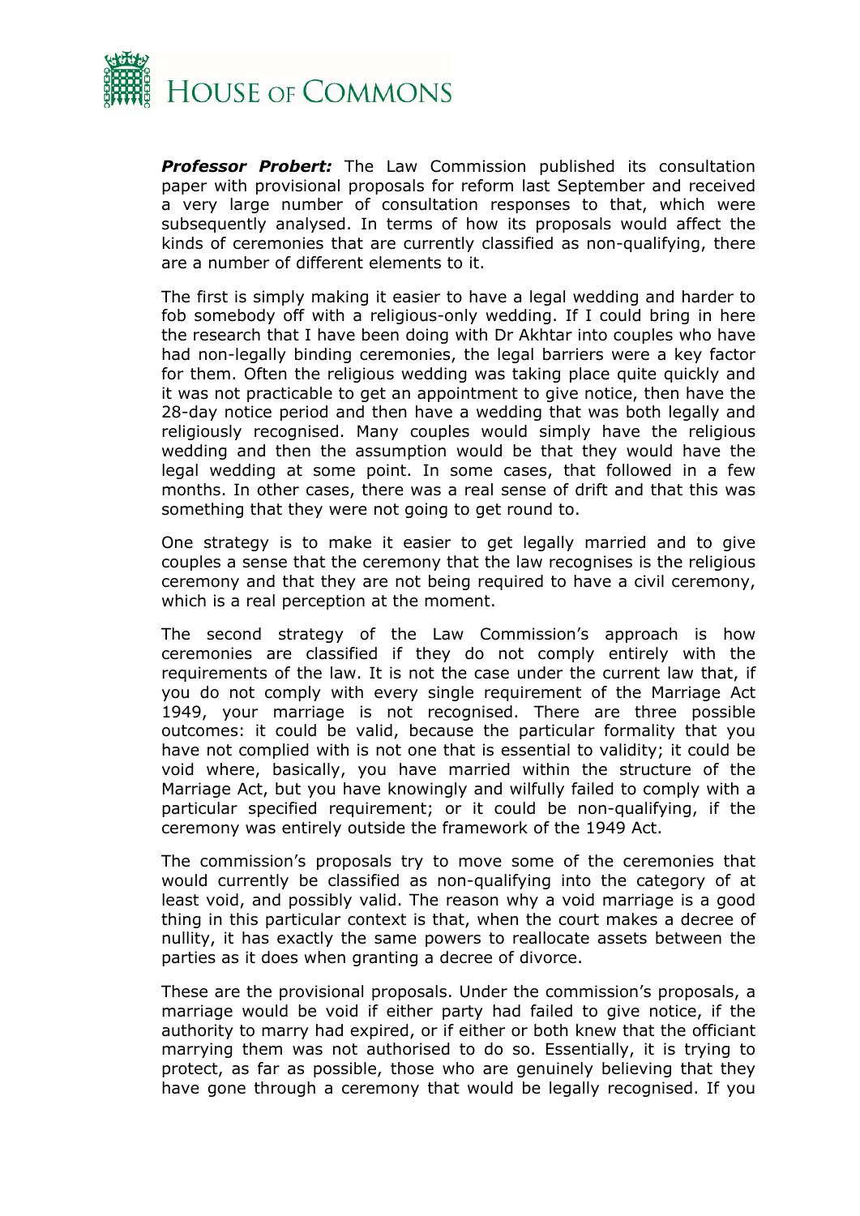***Professor Probert:*** The Law Commission published its consultation paper with provisional proposals for reform last September and received a very large number of consultation responses to that, which were subsequently analysed. In terms of how its proposals would affect the kinds of ceremonies that are currently classified as non-qualifying, there are a number of different elements to it.

The first is simply making it easier to have a legal wedding and harder to fob somebody off with a religious-only wedding. If I could bring in here the research that I have been doing with Dr Akhtar into couples who have had non-legally binding ceremonies, the legal barriers were a key factor for them. Often the religious wedding was taking place quite quickly and it was not practicable to get an appointment to give notice, then have the 28-day notice period and then have a wedding that was both legally and religiously recognised. Many couples would simply have the religious wedding and then the assumption would be that they would have the legal wedding at some point. In some cases, that followed in a few months. In other cases, there was a real sense of drift and that this was something that they were not going to get round to.

One strategy is to make it easier to get legally married and to give couples a sense that the ceremony that the law recognises is the religious ceremony and that they are not being required to have a civil ceremony, which is a real perception at the moment.

The second strategy of the Law Commission's approach is how ceremonies are classified if they do not comply entirely with the requirements of the law. It is not the case under the current law that, if you do not comply with every single requirement of the Marriage Act 1949, your marriage is not recognised. There are three possible outcomes: it could be valid, because the particular formality that you have not complied with is not one that is essential to validity; it could be void where, basically, you have married within the structure of the Marriage Act, but you have knowingly and wilfully failed to comply with a particular specified requirement; or it could be non-qualifying, if the ceremony was entirely outside the framework of the 1949 Act.

The commission's proposals try to move some of the ceremonies that would currently be classified as non-qualifying into the category of at least void, and possibly valid. The reason why a void marriage is a good thing in this particular context is that, when the court makes a decree of nullity, it has exactly the same powers to reallocate assets between the parties as it does when granting a decree of divorce.

These are the provisional proposals. Under the commission's proposals, a marriage would be void if either party had failed to give notice, if the authority to marry had expired, or if either or both knew that the officiant marrying them was not authorised to do so. Essentially, it is trying to protect, as far as possible, those who are genuinely believing that they have gone through a ceremony that would be legally recognised. If you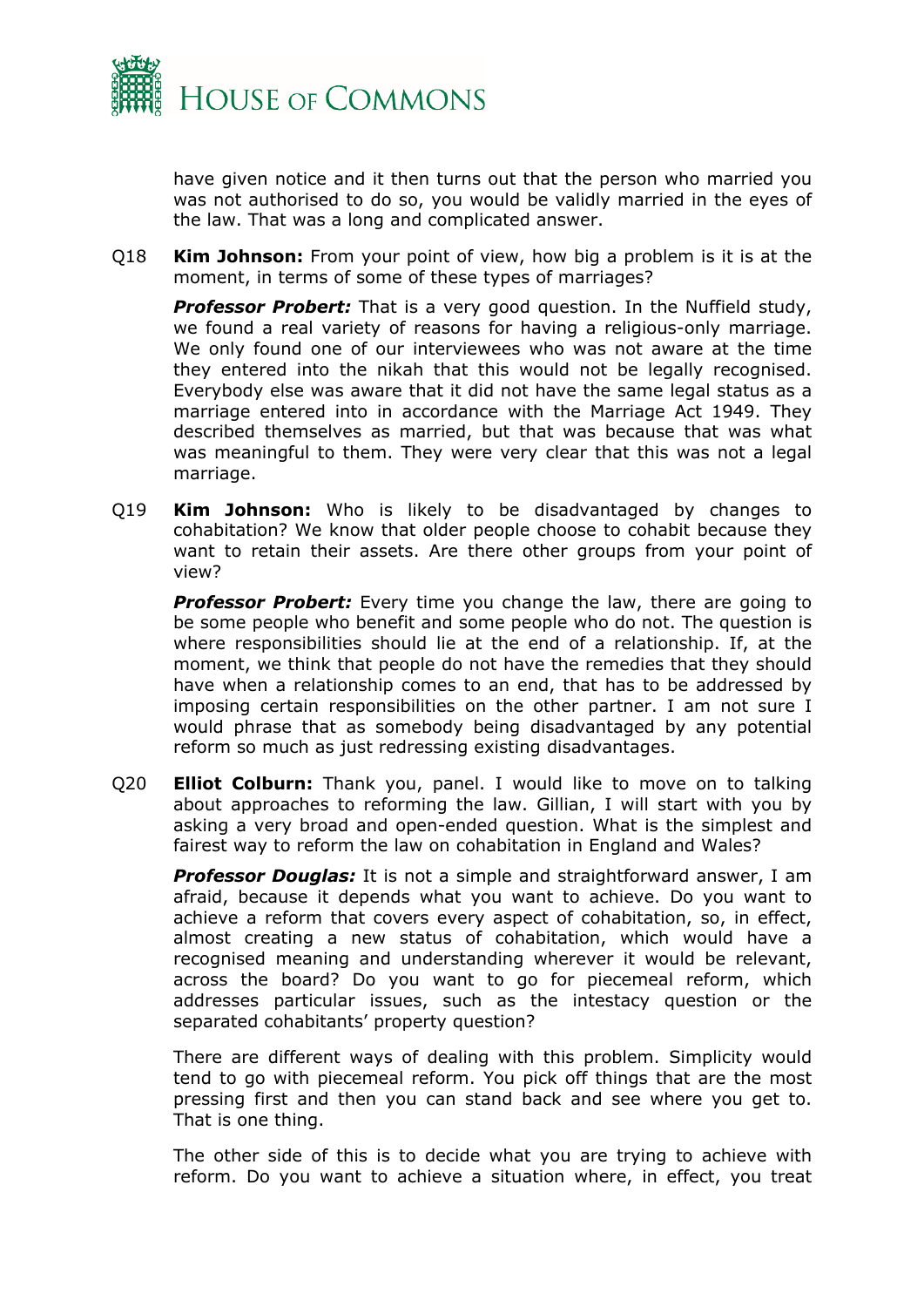have given notice and it then turns out that the person who married you was not authorised to do so, you would be validly married in the eyes of the law. That was a long and complicated answer.

Q18 **Kim Johnson:** From your point of view, how big a problem is it is at the moment, in terms of some of these types of marriages?

***Professor Probert:*** That is a very good question. In the Nuffield study, we found a real variety of reasons for having a religious-only marriage. We only found one of our interviewees who was not aware at the time they entered into the nikah that this would not be legally recognised. Everybody else was aware that it did not have the same legal status as a marriage entered into in accordance with the Marriage Act 1949. They described themselves as married, but that was because that was what was meaningful to them. They were very clear that this was not a legal marriage.

Q19 **Kim Johnson:** Who is likely to be disadvantaged by changes to cohabitation? We know that older people choose to cohabit because they want to retain their assets. Are there other groups from your point of view?

***Professor Probert:*** Every time you change the law, there are going to be some people who benefit and some people who do not. The question is where responsibilities should lie at the end of a relationship. If, at the moment, we think that people do not have the remedies that they should have when a relationship comes to an end, that has to be addressed by imposing certain responsibilities on the other partner. I am not sure I would phrase that as somebody being disadvantaged by any potential reform so much as just redressing existing disadvantages.

Q20 **Elliot Colburn:** Thank you, panel. I would like to move on to talking about approaches to reforming the law. Gillian, I will start with you by asking a very broad and open-ended question. What is the simplest and fairest way to reform the law on cohabitation in England and Wales?

***Professor Douglas:*** It is not a simple and straightforward answer, I am afraid, because it depends what you want to achieve. Do you want to achieve a reform that covers every aspect of cohabitation, so, in effect, almost creating a new status of cohabitation, which would have a recognised meaning and understanding wherever it would be relevant, across the board? Do you want to go for piecemeal reform, which addresses particular issues, such as the intestacy question or the separated cohabitants' property question?

There are different ways of dealing with this problem. Simplicity would tend to go with piecemeal reform. You pick off things that are the most pressing first and then you can stand back and see where you get to. That is one thing.

The other side of this is to decide what you are trying to achieve with reform. Do you want to achieve a situation where, in effect, you treat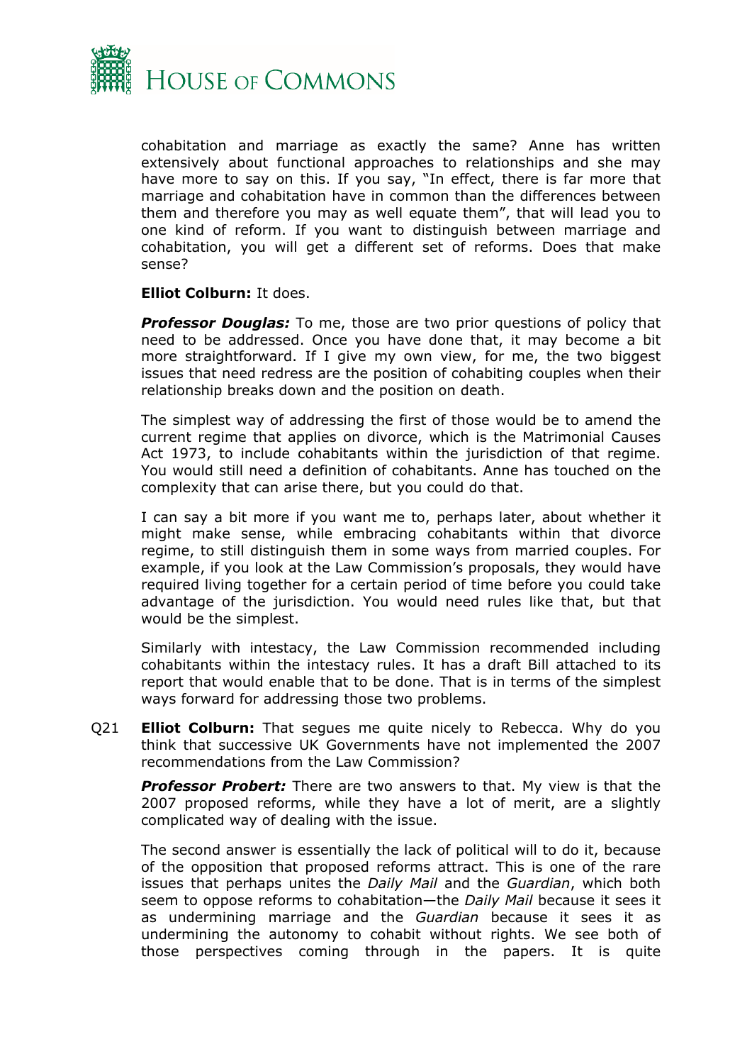cohabitation and marriage as exactly the same? Anne has written extensively about functional approaches to relationships and she may have more to say on this. If you say, "In effect, there is far more that marriage and cohabitation have in common than the differences between them and therefore you may as well equate them", that will lead you to one kind of reform. If you want to distinguish between marriage and cohabitation, you will get a different set of reforms. Does that make sense?

**Elliot Colburn:** It does.

***Professor Douglas:*** To me, those are two prior questions of policy that need to be addressed. Once you have done that, it may become a bit more straightforward. If I give my own view, for me, the two biggest issues that need redress are the position of cohabiting couples when their relationship breaks down and the position on death.

The simplest way of addressing the first of those would be to amend the current regime that applies on divorce, which is the Matrimonial Causes Act 1973, to include cohabitants within the jurisdiction of that regime. You would still need a definition of cohabitants. Anne has touched on the complexity that can arise there, but you could do that.

I can say a bit more if you want me to, perhaps later, about whether it might make sense, while embracing cohabitants within that divorce regime, to still distinguish them in some ways from married couples. For example, if you look at the Law Commission's proposals, they would have required living together for a certain period of time before you could take advantage of the jurisdiction. You would need rules like that, but that would be the simplest.

Similarly with intestacy, the Law Commission recommended including cohabitants within the intestacy rules. It has a draft Bill attached to its report that would enable that to be done. That is in terms of the simplest ways forward for addressing those two problems.

Q21 **Elliot Colburn:** That segues me quite nicely to Rebecca. Why do you think that successive UK Governments have not implemented the 2007 recommendations from the Law Commission?

***Professor Probert:*** There are two answers to that. My view is that the 2007 proposed reforms, while they have a lot of merit, are a slightly complicated way of dealing with the issue.

The second answer is essentially the lack of political will to do it, because of the opposition that proposed reforms attract. This is one of the rare issues that perhaps unites the *Daily Mail* and the *Guardian*, which both seem to oppose reforms to cohabitation—the *Daily Mail* because it sees it as undermining marriage and the *Guardian* because it sees it as undermining the autonomy to cohabit without rights. We see both of those perspectives coming through in the papers. It is quite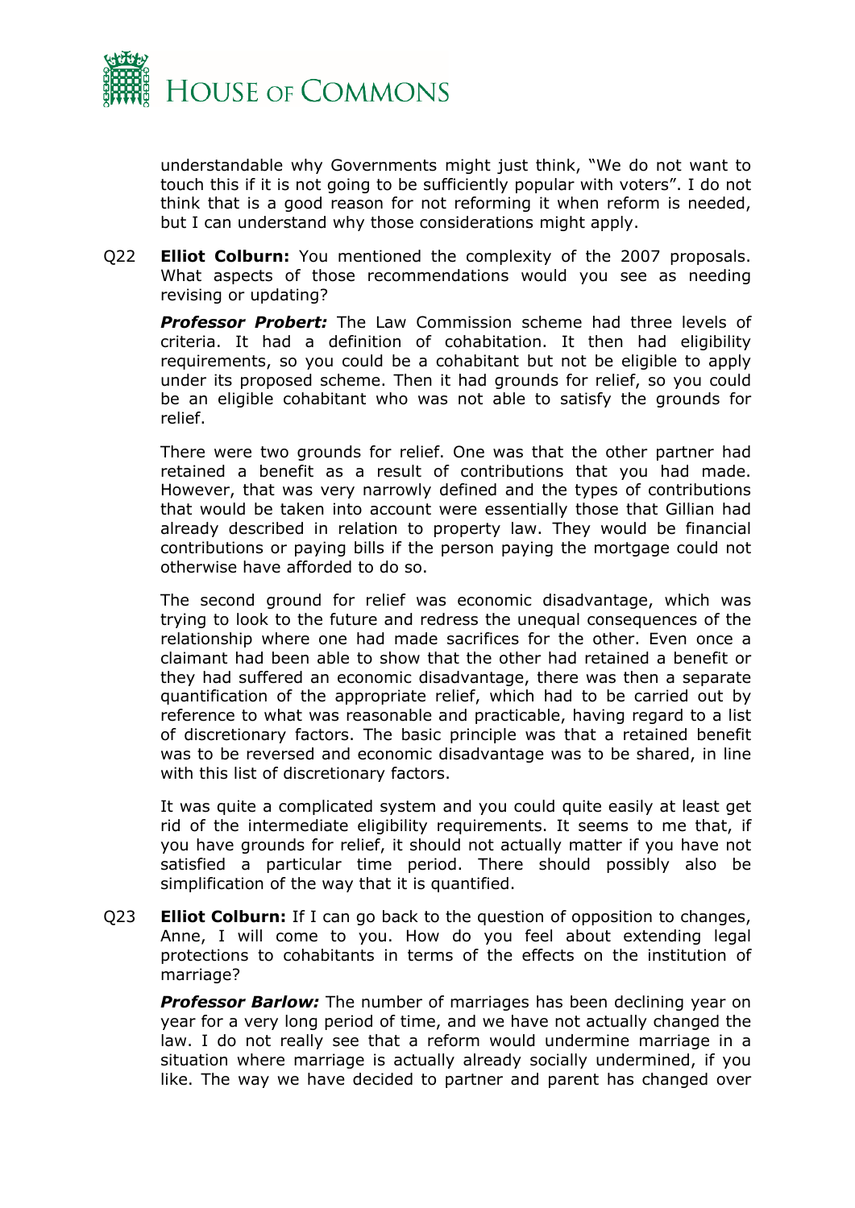understandable why Governments might just think, "We do not want to touch this if it is not going to be sufficiently popular with voters". I do not think that is a good reason for not reforming it when reform is needed, but I can understand why those considerations might apply.

Q22 **Elliot Colburn:** You mentioned the complexity of the 2007 proposals. What aspects of those recommendations would you see as needing revising or updating?

***Professor Probert:*** The Law Commission scheme had three levels of criteria. It had a definition of cohabitation. It then had eligibility requirements, so you could be a cohabitant but not be eligible to apply under its proposed scheme. Then it had grounds for relief, so you could be an eligible cohabitant who was not able to satisfy the grounds for relief.

There were two grounds for relief. One was that the other partner had retained a benefit as a result of contributions that you had made. However, that was very narrowly defined and the types of contributions that would be taken into account were essentially those that Gillian had already described in relation to property law. They would be financial contributions or paying bills if the person paying the mortgage could not otherwise have afforded to do so.

The second ground for relief was economic disadvantage, which was trying to look to the future and redress the unequal consequences of the relationship where one had made sacrifices for the other. Even once a claimant had been able to show that the other had retained a benefit or they had suffered an economic disadvantage, there was then a separate quantification of the appropriate relief, which had to be carried out by reference to what was reasonable and practicable, having regard to a list of discretionary factors. The basic principle was that a retained benefit was to be reversed and economic disadvantage was to be shared, in line with this list of discretionary factors.

It was quite a complicated system and you could quite easily at least get rid of the intermediate eligibility requirements. It seems to me that, if you have grounds for relief, it should not actually matter if you have not satisfied a particular time period. There should possibly also be simplification of the way that it is quantified.

Q23 **Elliot Colburn:** If I can go back to the question of opposition to changes, Anne, I will come to you. How do you feel about extending legal protections to cohabitants in terms of the effects on the institution of marriage?

***Professor Barlow:*** The number of marriages has been declining year on year for a very long period of time, and we have not actually changed the law. I do not really see that a reform would undermine marriage in a situation where marriage is actually already socially undermined, if you like. The way we have decided to partner and parent has changed over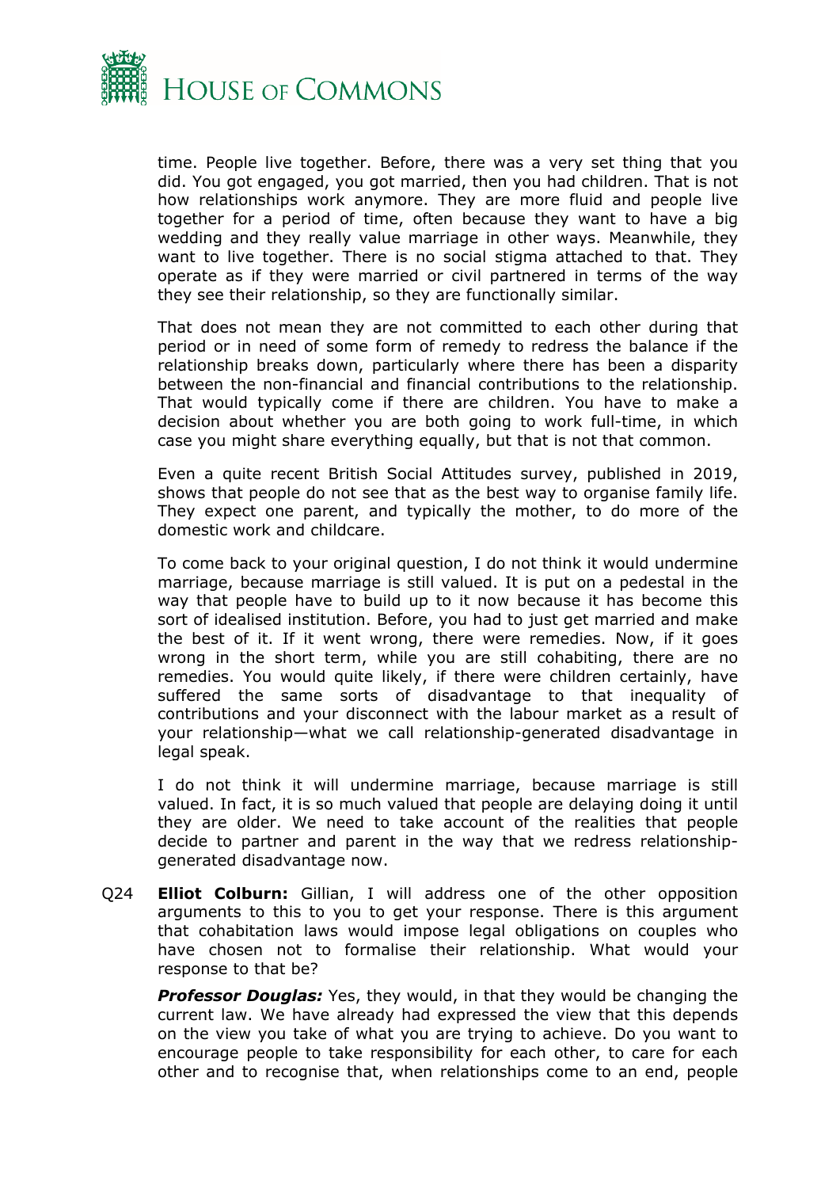time. People live together. Before, there was a very set thing that you did. You got engaged, you got married, then you had children. That is not how relationships work anymore. They are more fluid and people live together for a period of time, often because they want to have a big wedding and they really value marriage in other ways. Meanwhile, they want to live together. There is no social stigma attached to that. They operate as if they were married or civil partnered in terms of the way they see their relationship, so they are functionally similar.

That does not mean they are not committed to each other during that period or in need of some form of remedy to redress the balance if the relationship breaks down, particularly where there has been a disparity between the non-financial and financial contributions to the relationship. That would typically come if there are children. You have to make a decision about whether you are both going to work full-time, in which case you might share everything equally, but that is not that common.

Even a quite recent British Social Attitudes survey, published in 2019, shows that people do not see that as the best way to organise family life. They expect one parent, and typically the mother, to do more of the domestic work and childcare.

To come back to your original question, I do not think it would undermine marriage, because marriage is still valued. It is put on a pedestal in the way that people have to build up to it now because it has become this sort of idealised institution. Before, you had to just get married and make the best of it. If it went wrong, there were remedies. Now, if it goes wrong in the short term, while you are still cohabiting, there are no remedies. You would quite likely, if there were children certainly, have suffered the same sorts of disadvantage to that inequality of contributions and your disconnect with the labour market as a result of your relationship—what we call relationship-generated disadvantage in legal speak.

I do not think it will undermine marriage, because marriage is still valued. In fact, it is so much valued that people are delaying doing it until they are older. We need to take account of the realities that people decide to partner and parent in the way that we redress relationship-generated disadvantage now.

Q24 **Elliot Colburn:** Gillian, I will address one of the other opposition arguments to this to you to get your response. There is this argument that cohabitation laws would impose legal obligations on couples who have chosen not to formalise their relationship. What would your response to that be?

***Professor Douglas:*** Yes, they would, in that they would be changing the current law. We have already had expressed the view that this depends on the view you take of what you are trying to achieve. Do you want to encourage people to take responsibility for each other, to care for each other and to recognise that, when relationships come to an end, people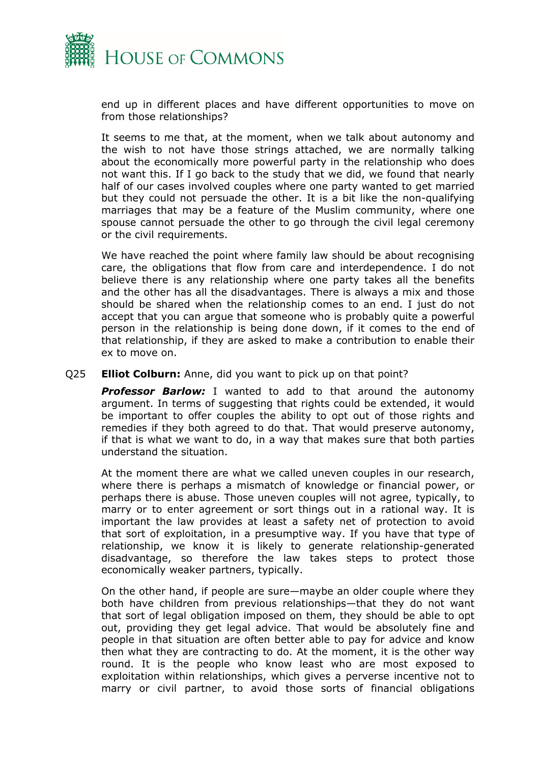end up in different places and have different opportunities to move on from those relationships?

It seems to me that, at the moment, when we talk about autonomy and the wish to not have those strings attached, we are normally talking about the economically more powerful party in the relationship who does not want this. If I go back to the study that we did, we found that nearly half of our cases involved couples where one party wanted to get married but they could not persuade the other. It is a bit like the non-qualifying marriages that may be a feature of the Muslim community, where one spouse cannot persuade the other to go through the civil legal ceremony or the civil requirements.

We have reached the point where family law should be about recognising care, the obligations that flow from care and interdependence. I do not believe there is any relationship where one party takes all the benefits and the other has all the disadvantages. There is always a mix and those should be shared when the relationship comes to an end. I just do not accept that you can argue that someone who is probably quite a powerful person in the relationship is being done down, if it comes to the end of that relationship, if they are asked to make a contribution to enable their ex to move on.

Q25 **Elliot Colburn:** Anne, did you want to pick up on that point?

***Professor Barlow:*** I wanted to add to that around the autonomy argument. In terms of suggesting that rights could be extended, it would be important to offer couples the ability to opt out of those rights and remedies if they both agreed to do that. That would preserve autonomy, if that is what we want to do, in a way that makes sure that both parties understand the situation.

At the moment there are what we called uneven couples in our research, where there is perhaps a mismatch of knowledge or financial power, or perhaps there is abuse. Those uneven couples will not agree, typically, to marry or to enter agreement or sort things out in a rational way. It is important the law provides at least a safety net of protection to avoid that sort of exploitation, in a presumptive way. If you have that type of relationship, we know it is likely to generate relationship-generated disadvantage, so therefore the law takes steps to protect those economically weaker partners, typically.

On the other hand, if people are sure—maybe an older couple where they both have children from previous relationships—that they do not want that sort of legal obligation imposed on them, they should be able to opt out, providing they get legal advice. That would be absolutely fine and people in that situation are often better able to pay for advice and know then what they are contracting to do. At the moment, it is the other way round. It is the people who know least who are most exposed to exploitation within relationships, which gives a perverse incentive not to marry or civil partner, to avoid those sorts of financial obligations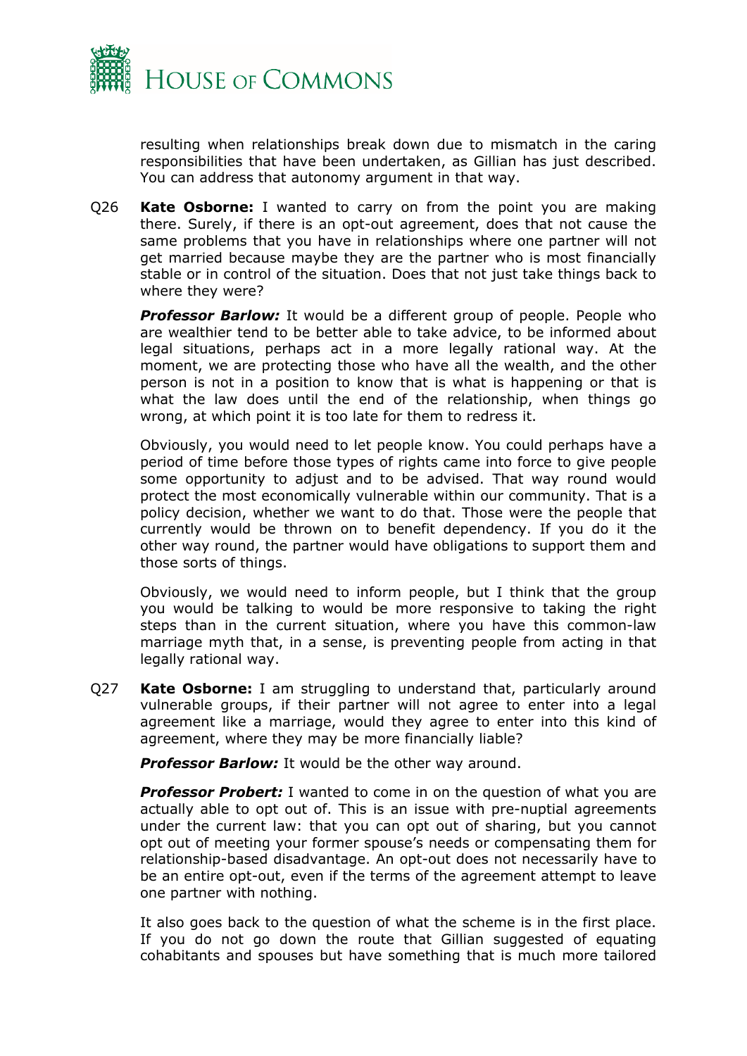resulting when relationships break down due to mismatch in the caring responsibilities that have been undertaken, as Gillian has just described. You can address that autonomy argument in that way.

Q26 **Kate Osborne:** I wanted to carry on from the point you are making there. Surely, if there is an opt-out agreement, does that not cause the same problems that you have in relationships where one partner will not get married because maybe they are the partner who is most financially stable or in control of the situation. Does that not just take things back to where they were?

***Professor Barlow:*** It would be a different group of people. People who are wealthier tend to be better able to take advice, to be informed about legal situations, perhaps act in a more legally rational way. At the moment, we are protecting those who have all the wealth, and the other person is not in a position to know that is what is happening or that is what the law does until the end of the relationship, when things go wrong, at which point it is too late for them to redress it.

Obviously, you would need to let people know. You could perhaps have a period of time before those types of rights came into force to give people some opportunity to adjust and to be advised. That way round would protect the most economically vulnerable within our community. That is a policy decision, whether we want to do that. Those were the people that currently would be thrown on to benefit dependency. If you do it the other way round, the partner would have obligations to support them and those sorts of things.

Obviously, we would need to inform people, but I think that the group you would be talking to would be more responsive to taking the right steps than in the current situation, where you have this common-law marriage myth that, in a sense, is preventing people from acting in that legally rational way.

Q27 **Kate Osborne:** I am struggling to understand that, particularly around vulnerable groups, if their partner will not agree to enter into a legal agreement like a marriage, would they agree to enter into this kind of agreement, where they may be more financially liable?

***Professor Barlow:*** It would be the other way around.

***Professor Probert:*** I wanted to come in on the question of what you are actually able to opt out of. This is an issue with pre-nuptial agreements under the current law: that you can opt out of sharing, but you cannot opt out of meeting your former spouse's needs or compensating them for relationship-based disadvantage. An opt-out does not necessarily have to be an entire opt-out, even if the terms of the agreement attempt to leave one partner with nothing.

It also goes back to the question of what the scheme is in the first place. If you do not go down the route that Gillian suggested of equating cohabitants and spouses but have something that is much more tailored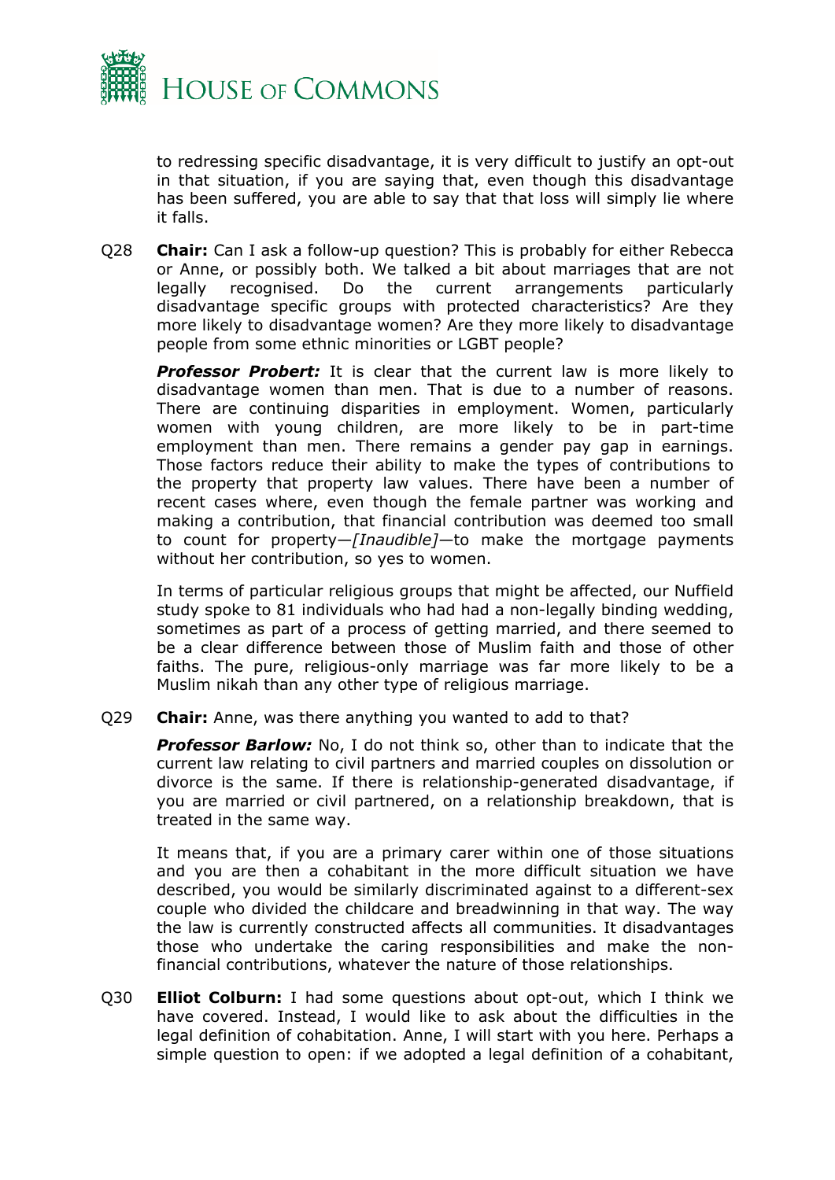to redressing specific disadvantage, it is very difficult to justify an opt-out in that situation, if you are saying that, even though this disadvantage has been suffered, you are able to say that that loss will simply lie where it falls.

Q28 **Chair:** Can I ask a follow-up question? This is probably for either Rebecca or Anne, or possibly both. We talked a bit about marriages that are not legally recognised. Do the current arrangements particularly disadvantage specific groups with protected characteristics? Are they more likely to disadvantage women? Are they more likely to disadvantage people from some ethnic minorities or LGBT people?

***Professor Probert:*** It is clear that the current law is more likely to disadvantage women than men. That is due to a number of reasons. There are continuing disparities in employment. Women, particularly women with young children, are more likely to be in part-time employment than men. There remains a gender pay gap in earnings. Those factors reduce their ability to make the types of contributions to the property that property law values. There have been a number of recent cases where, even though the female partner was working and making a contribution, that financial contribution was deemed too small to count for property—*[Inaudible]*—to make the mortgage payments without her contribution, so yes to women.

In terms of particular religious groups that might be affected, our Nuffield study spoke to 81 individuals who had had a non-legally binding wedding, sometimes as part of a process of getting married, and there seemed to be a clear difference between those of Muslim faith and those of other faiths. The pure, religious-only marriage was far more likely to be a Muslim nikah than any other type of religious marriage.

Q29 **Chair:** Anne, was there anything you wanted to add to that?

***Professor Barlow:*** No, I do not think so, other than to indicate that the current law relating to civil partners and married couples on dissolution or divorce is the same. If there is relationship-generated disadvantage, if you are married or civil partnered, on a relationship breakdown, that is treated in the same way.

It means that, if you are a primary carer within one of those situations and you are then a cohabitant in the more difficult situation we have described, you would be similarly discriminated against to a different-sex couple who divided the childcare and breadwinning in that way. The way the law is currently constructed affects all communities. It disadvantages those who undertake the caring responsibilities and make the non-financial contributions, whatever the nature of those relationships.

Q30 **Elliot Colburn:** I had some questions about opt-out, which I think we have covered. Instead, I would like to ask about the difficulties in the legal definition of cohabitation. Anne, I will start with you here. Perhaps a simple question to open: if we adopted a legal definition of a cohabitant,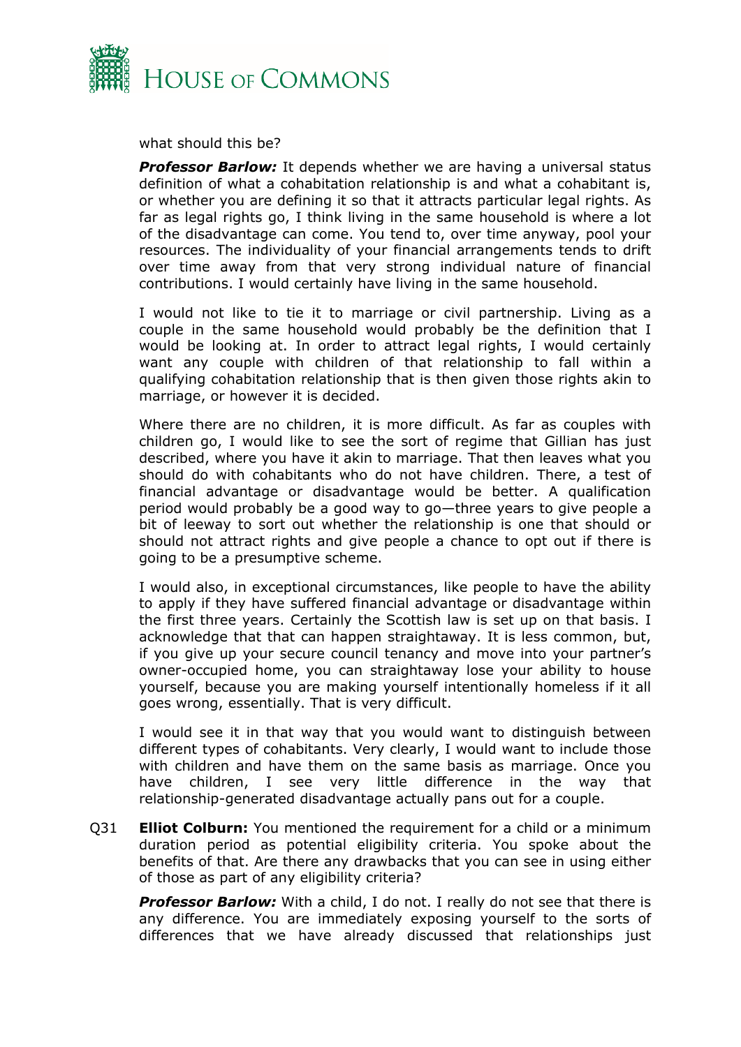what should this be?

***Professor Barlow:*** It depends whether we are having a universal status definition of what a cohabitation relationship is and what a cohabitant is, or whether you are defining it so that it attracts particular legal rights. As far as legal rights go, I think living in the same household is where a lot of the disadvantage can come. You tend to, over time anyway, pool your resources. The individuality of your financial arrangements tends to drift over time away from that very strong individual nature of financial contributions. I would certainly have living in the same household.

I would not like to tie it to marriage or civil partnership. Living as a couple in the same household would probably be the definition that I would be looking at. In order to attract legal rights, I would certainly want any couple with children of that relationship to fall within a qualifying cohabitation relationship that is then given those rights akin to marriage, or however it is decided.

Where there are no children, it is more difficult. As far as couples with children go, I would like to see the sort of regime that Gillian has just described, where you have it akin to marriage. That then leaves what you should do with cohabitants who do not have children. There, a test of financial advantage or disadvantage would be better. A qualification period would probably be a good way to go—three years to give people a bit of leeway to sort out whether the relationship is one that should or should not attract rights and give people a chance to opt out if there is going to be a presumptive scheme.

I would also, in exceptional circumstances, like people to have the ability to apply if they have suffered financial advantage or disadvantage within the first three years. Certainly the Scottish law is set up on that basis. I acknowledge that that can happen straightaway. It is less common, but, if you give up your secure council tenancy and move into your partner's owner-occupied home, you can straightaway lose your ability to house yourself, because you are making yourself intentionally homeless if it all goes wrong, essentially. That is very difficult.

I would see it in that way that you would want to distinguish between different types of cohabitants. Very clearly, I would want to include those with children and have them on the same basis as marriage. Once you have children, I see very little difference in the way that relationship-generated disadvantage actually pans out for a couple.

Q31 **Elliot Colburn:** You mentioned the requirement for a child or a minimum duration period as potential eligibility criteria. You spoke about the benefits of that. Are there any drawbacks that you can see in using either of those as part of any eligibility criteria?

***Professor Barlow:*** With a child, I do not. I really do not see that there is any difference. You are immediately exposing yourself to the sorts of differences that we have already discussed that relationships just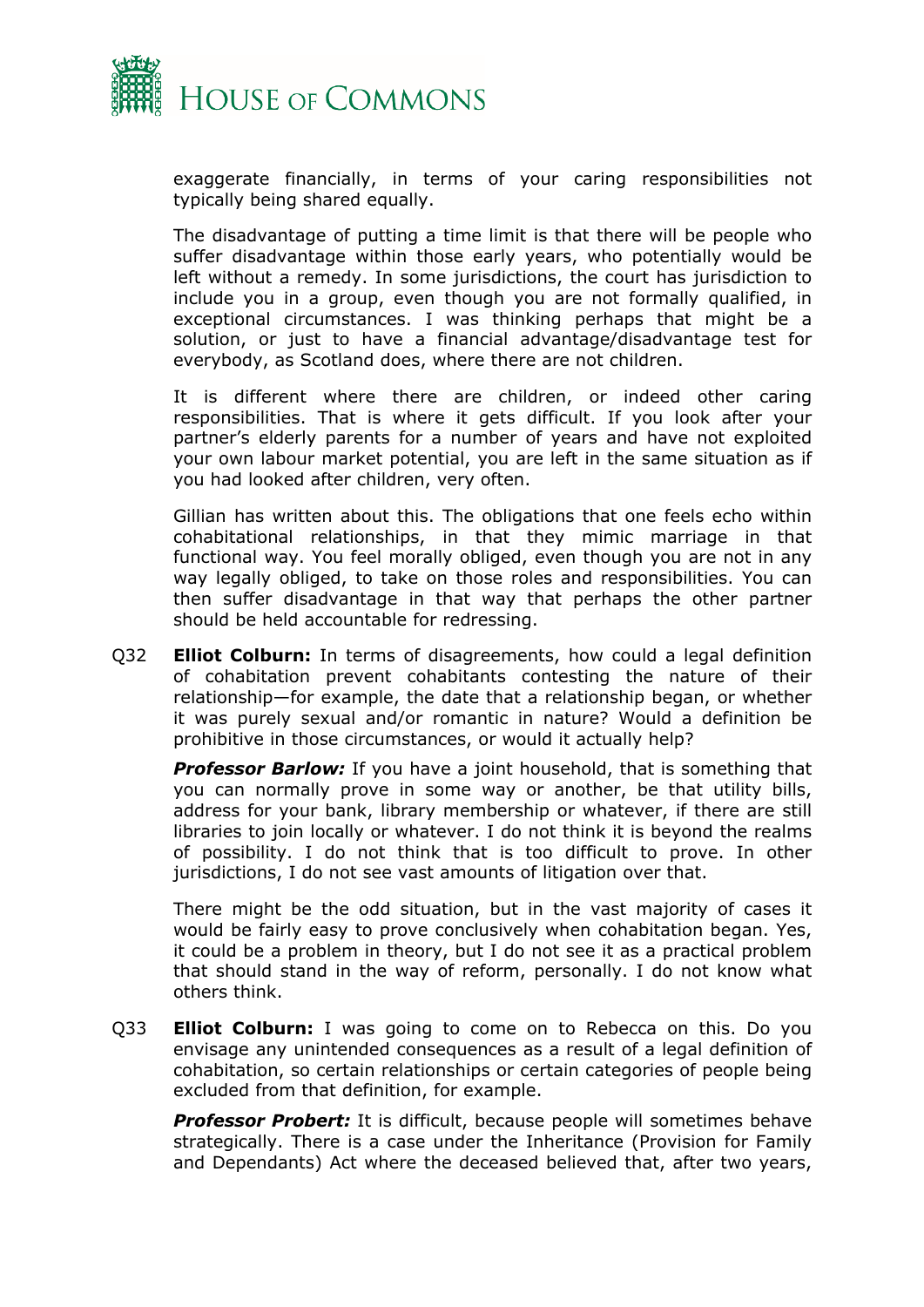exaggerate financially, in terms of your caring responsibilities not typically being shared equally.

The disadvantage of putting a time limit is that there will be people who suffer disadvantage within those early years, who potentially would be left without a remedy. In some jurisdictions, the court has jurisdiction to include you in a group, even though you are not formally qualified, in exceptional circumstances. I was thinking perhaps that might be a solution, or just to have a financial advantage/disadvantage test for everybody, as Scotland does, where there are not children.

It is different where there are children, or indeed other caring responsibilities. That is where it gets difficult. If you look after your partner's elderly parents for a number of years and have not exploited your own labour market potential, you are left in the same situation as if you had looked after children, very often.

Gillian has written about this. The obligations that one feels echo within cohabitational relationships, in that they mimic marriage in that functional way. You feel morally obliged, even though you are not in any way legally obliged, to take on those roles and responsibilities. You can then suffer disadvantage in that way that perhaps the other partner should be held accountable for redressing.

Q32 **Elliot Colburn:** In terms of disagreements, how could a legal definition of cohabitation prevent cohabitants contesting the nature of their relationship—for example, the date that a relationship began, or whether it was purely sexual and/or romantic in nature? Would a definition be prohibitive in those circumstances, or would it actually help?

***Professor Barlow:*** If you have a joint household, that is something that you can normally prove in some way or another, be that utility bills, address for your bank, library membership or whatever, if there are still libraries to join locally or whatever. I do not think it is beyond the realms of possibility. I do not think that is too difficult to prove. In other jurisdictions, I do not see vast amounts of litigation over that.

There might be the odd situation, but in the vast majority of cases it would be fairly easy to prove conclusively when cohabitation began. Yes, it could be a problem in theory, but I do not see it as a practical problem that should stand in the way of reform, personally. I do not know what others think.

Q33 **Elliot Colburn:** I was going to come on to Rebecca on this. Do you envisage any unintended consequences as a result of a legal definition of cohabitation, so certain relationships or certain categories of people being excluded from that definition, for example.

***Professor Probert:*** It is difficult, because people will sometimes behave strategically. There is a case under the Inheritance (Provision for Family and Dependants) Act where the deceased believed that, after two years,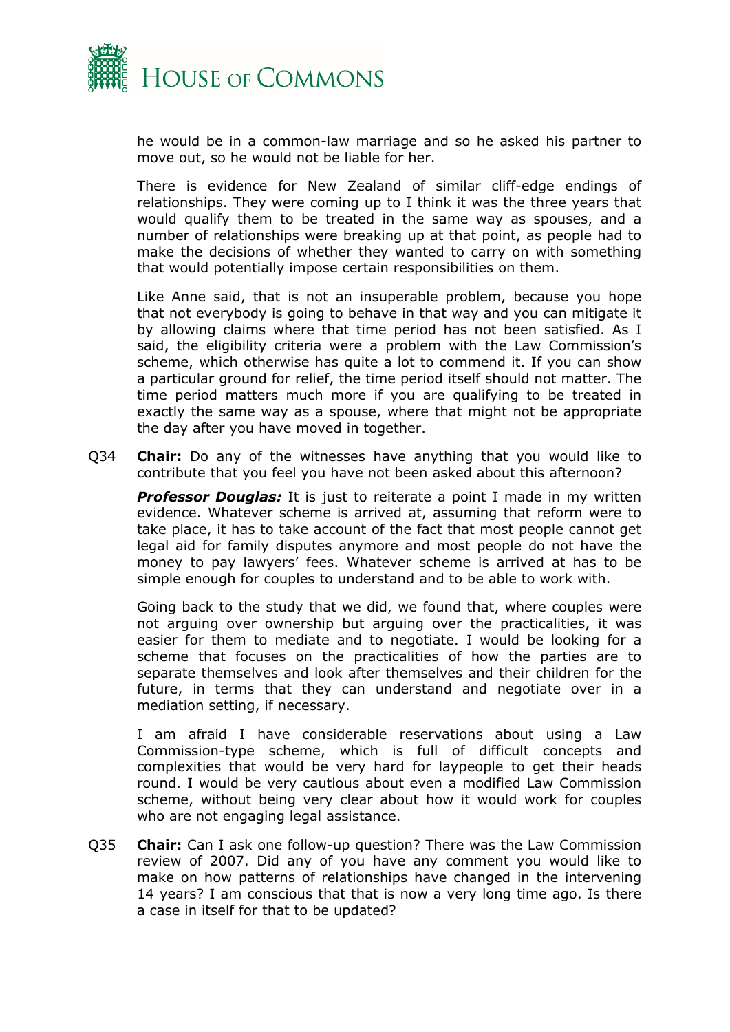he would be in a common-law marriage and so he asked his partner to move out, so he would not be liable for her.

There is evidence for New Zealand of similar cliff-edge endings of relationships. They were coming up to I think it was the three years that would qualify them to be treated in the same way as spouses, and a number of relationships were breaking up at that point, as people had to make the decisions of whether they wanted to carry on with something that would potentially impose certain responsibilities on them.

Like Anne said, that is not an insuperable problem, because you hope that not everybody is going to behave in that way and you can mitigate it by allowing claims where that time period has not been satisfied. As I said, the eligibility criteria were a problem with the Law Commission's scheme, which otherwise has quite a lot to commend it. If you can show a particular ground for relief, the time period itself should not matter. The time period matters much more if you are qualifying to be treated in exactly the same way as a spouse, where that might not be appropriate the day after you have moved in together.

Q34 **Chair:** Do any of the witnesses have anything that you would like to contribute that you feel you have not been asked about this afternoon?

***Professor Douglas:*** It is just to reiterate a point I made in my written evidence. Whatever scheme is arrived at, assuming that reform were to take place, it has to take account of the fact that most people cannot get legal aid for family disputes anymore and most people do not have the money to pay lawyers' fees. Whatever scheme is arrived at has to be simple enough for couples to understand and to be able to work with.

Going back to the study that we did, we found that, where couples were not arguing over ownership but arguing over the practicalities, it was easier for them to mediate and to negotiate. I would be looking for a scheme that focuses on the practicalities of how the parties are to separate themselves and look after themselves and their children for the future, in terms that they can understand and negotiate over in a mediation setting, if necessary.

I am afraid I have considerable reservations about using a Law Commission-type scheme, which is full of difficult concepts and complexities that would be very hard for laypeople to get their heads round. I would be very cautious about even a modified Law Commission scheme, without being very clear about how it would work for couples who are not engaging legal assistance.

Q35 **Chair:** Can I ask one follow-up question? There was the Law Commission review of 2007. Did any of you have any comment you would like to make on how patterns of relationships have changed in the intervening 14 years? I am conscious that that is now a very long time ago. Is there a case in itself for that to be updated?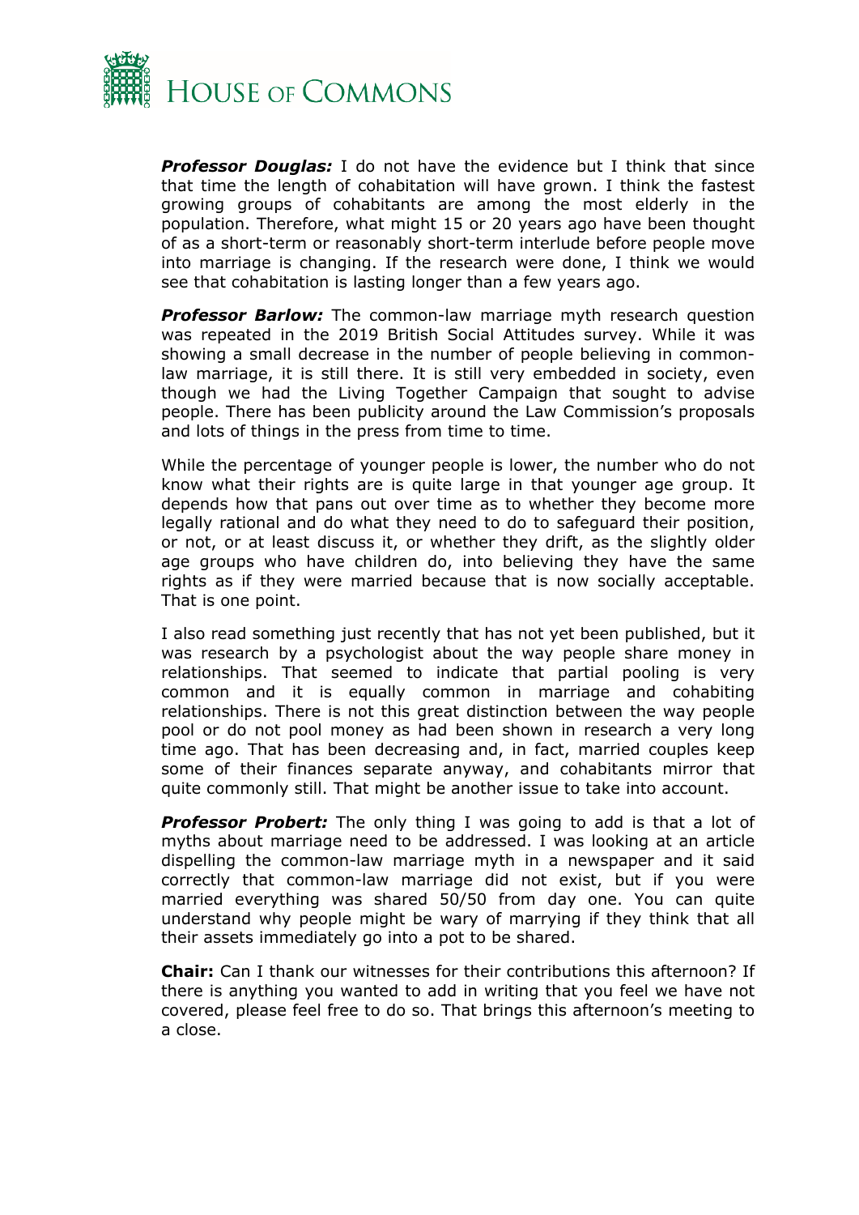***Professor Douglas:*** I do not have the evidence but I think that since that time the length of cohabitation will have grown. I think the fastest growing groups of cohabitants are among the most elderly in the population. Therefore, what might 15 or 20 years ago have been thought of as a short-term or reasonably short-term interlude before people move into marriage is changing. If the research were done, I think we would see that cohabitation is lasting longer than a few years ago.

***Professor Barlow:*** The common-law marriage myth research question was repeated in the 2019 British Social Attitudes survey. While it was showing a small decrease in the number of people believing in common-law marriage, it is still there. It is still very embedded in society, even though we had the Living Together Campaign that sought to advise people. There has been publicity around the Law Commission's proposals and lots of things in the press from time to time.

While the percentage of younger people is lower, the number who do not know what their rights are is quite large in that younger age group. It depends how that pans out over time as to whether they become more legally rational and do what they need to do to safeguard their position, or not, or at least discuss it, or whether they drift, as the slightly older age groups who have children do, into believing they have the same rights as if they were married because that is now socially acceptable. That is one point.

I also read something just recently that has not yet been published, but it was research by a psychologist about the way people share money in relationships. That seemed to indicate that partial pooling is very common and it is equally common in marriage and cohabiting relationships. There is not this great distinction between the way people pool or do not pool money as had been shown in research a very long time ago. That has been decreasing and, in fact, married couples keep some of their finances separate anyway, and cohabitants mirror that quite commonly still. That might be another issue to take into account.

***Professor Probert:*** The only thing I was going to add is that a lot of myths about marriage need to be addressed. I was looking at an article dispelling the common-law marriage myth in a newspaper and it said correctly that common-law marriage did not exist, but if you were married everything was shared 50/50 from day one. You can quite understand why people might be wary of marrying if they think that all their assets immediately go into a pot to be shared.

**Chair:** Can I thank our witnesses for their contributions this afternoon? If there is anything you wanted to add in writing that you feel we have not covered, please feel free to do so. That brings this afternoon's meeting to a close.